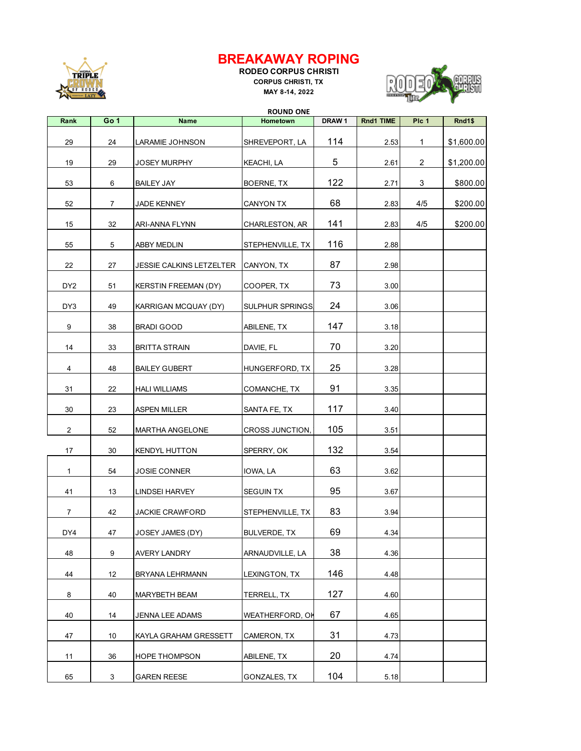# BREAKAWAY ROPING

**RODEO CORPUS CHRISTI**

**CORPUS CHRISTI, TX**

**MAY 8-14, 2022**

**ROUND ONE**

| Rank | Go 1 | Name | Hometown | DRAW 1 | Rnd1 TIME | Plc 1 | Rnd1$ |
|---|---|---|---|---|---|---|---|
| 29 | 24 | LARAMIE JOHNSON | SHREVEPORT, LA | 114 | 2.53 | 1 | $1,600.00 |
| 19 | 29 | JOSEY MURPHY | KEACHI, LA | 5 | 2.61 | 2 | $1,200.00 |
| 53 | 6 | BAILEY JAY | BOERNE, TX | 122 | 2.71 | 3 | $800.00 |
| 52 | 7 | JADE KENNEY | CANYON TX | 68 | 2.83 | 4/5 | $200.00 |
| 15 | 32 | ARI-ANNA FLYNN | CHARLESTON, AR | 141 | 2.83 | 4/5 | $200.00 |
| 55 | 5 | ABBY MEDLIN | STEPHENVILLE, TX | 116 | 2.88 | | |
| 22 | 27 | JESSIE CALKINS LETZELTER | CANYON, TX | 87 | 2.98 | | |
| DY2 | 51 | KERSTIN FREEMAN (DY) | COOPER, TX | 73 | 3.00 | | |
| DY3 | 49 | KARRIGAN MCQUAY (DY) | SULPHUR SPRINGS | 24 | 3.06 | | |
| 9 | 38 | BRADI GOOD | ABILENE, TX | 147 | 3.18 | | |
| 14 | 33 | BRITTA STRAIN | DAVIE, FL | 70 | 3.20 | | |
| 4 | 48 | BAILEY GUBERT | HUNGERFORD, TX | 25 | 3.28 | | |
| 31 | 22 | HALI WILLIAMS | COMANCHE, TX | 91 | 3.35 | | |
| 30 | 23 | ASPEN MILLER | SANTA FE, TX | 117 | 3.40 | | |
| 2 | 52 | MARTHA ANGELONE | CROSS JUNCTION, | 105 | 3.51 | | |
| 17 | 30 | KENDYL HUTTON | SPERRY, OK | 132 | 3.54 | | |
| 1 | 54 | JOSIE CONNER | IOWA, LA | 63 | 3.62 | | |
| 41 | 13 | LINDSEI HARVEY | SEGUIN TX | 95 | 3.67 | | |
| 7 | 42 | JACKIE CRAWFORD | STEPHENVILLE, TX | 83 | 3.94 | | |
| DY4 | 47 | JOSEY JAMES (DY) | BULVERDE, TX | 69 | 4.34 | | |
| 48 | 9 | AVERY LANDRY | ARNAUDVILLE, LA | 38 | 4.36 | | |
| 44 | 12 | BRYANA LEHRMANN | LEXINGTON, TX | 146 | 4.48 | | |
| 8 | 40 | MARYBETH BEAM | TERRELL, TX | 127 | 4.60 | | |
| 40 | 14 | JENNA LEE ADAMS | WEATHERFORD, OK | 67 | 4.65 | | |
| 47 | 10 | KAYLA GRAHAM GRESSETT | CAMERON, TX | 31 | 4.73 | | |
| 11 | 36 | HOPE THOMPSON | ABILENE, TX | 20 | 4.74 | | |
| 65 | 3 | GAREN REESE | GONZALES, TX | 104 | 5.18 | | |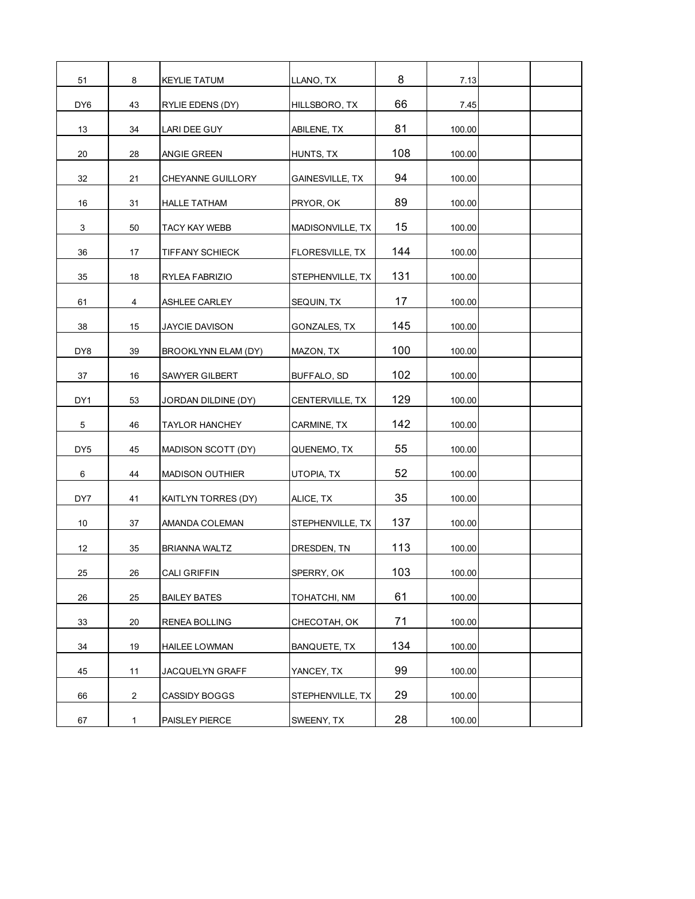| | | | | | | | |
|---|---|---|---|---|---|---|---|
| 51 | 8 | KEYLIE TATUM | LLANO, TX | 8 | 7.13 | | |
| DY6 | 43 | RYLIE EDENS (DY) | HILLSBORO, TX | 66 | 7.45 | | |
| 13 | 34 | LARI DEE GUY | ABILENE, TX | 81 | 100.00 | | |
| 20 | 28 | ANGIE GREEN | HUNTS, TX | 108 | 100.00 | | |
| 32 | 21 | CHEYANNE GUILLORY | GAINESVILLE, TX | 94 | 100.00 | | |
| 16 | 31 | HALLE TATHAM | PRYOR, OK | 89 | 100.00 | | |
| 3 | 50 | TACY KAY WEBB | MADISONVILLE, TX | 15 | 100.00 | | |
| 36 | 17 | TIFFANY SCHIECK | FLORESVILLE, TX | 144 | 100.00 | | |
| 35 | 18 | RYLEA FABRIZIO | STEPHENVILLE, TX | 131 | 100.00 | | |
| 61 | 4 | ASHLEE CARLEY | SEQUIN, TX | 17 | 100.00 | | |
| 38 | 15 | JAYCIE DAVISON | GONZALES, TX | 145 | 100.00 | | |
| DY8 | 39 | BROOKLYNN ELAM (DY) | MAZON, TX | 100 | 100.00 | | |
| 37 | 16 | SAWYER GILBERT | BUFFALO, SD | 102 | 100.00 | | |
| DY1 | 53 | JORDAN DILDINE (DY) | CENTERVILLE, TX | 129 | 100.00 | | |
| 5 | 46 | TAYLOR HANCHEY | CARMINE, TX | 142 | 100.00 | | |
| DY5 | 45 | MADISON SCOTT (DY) | QUENEMO, TX | 55 | 100.00 | | |
| 6 | 44 | MADISON OUTHIER | UTOPIA, TX | 52 | 100.00 | | |
| DY7 | 41 | KAITLYN TORRES (DY) | ALICE, TX | 35 | 100.00 | | |
| 10 | 37 | AMANDA COLEMAN | STEPHENVILLE, TX | 137 | 100.00 | | |
| 12 | 35 | BRIANNA WALTZ | DRESDEN, TN | 113 | 100.00 | | |
| 25 | 26 | CALI GRIFFIN | SPERRY, OK | 103 | 100.00 | | |
| 26 | 25 | BAILEY BATES | TOHATCHI, NM | 61 | 100.00 | | |
| 33 | 20 | RENEA BOLLING | CHECOTAH, OK | 71 | 100.00 | | |
| 34 | 19 | HAILEE LOWMAN | BANQUETE, TX | 134 | 100.00 | | |
| 45 | 11 | JACQUELYN GRAFF | YANCEY, TX | 99 | 100.00 | | |
| 66 | 2 | CASSIDY BOGGS | STEPHENVILLE, TX | 29 | 100.00 | | |
| 67 | 1 | PAISLEY PIERCE | SWEENY, TX | 28 | 100.00 | | |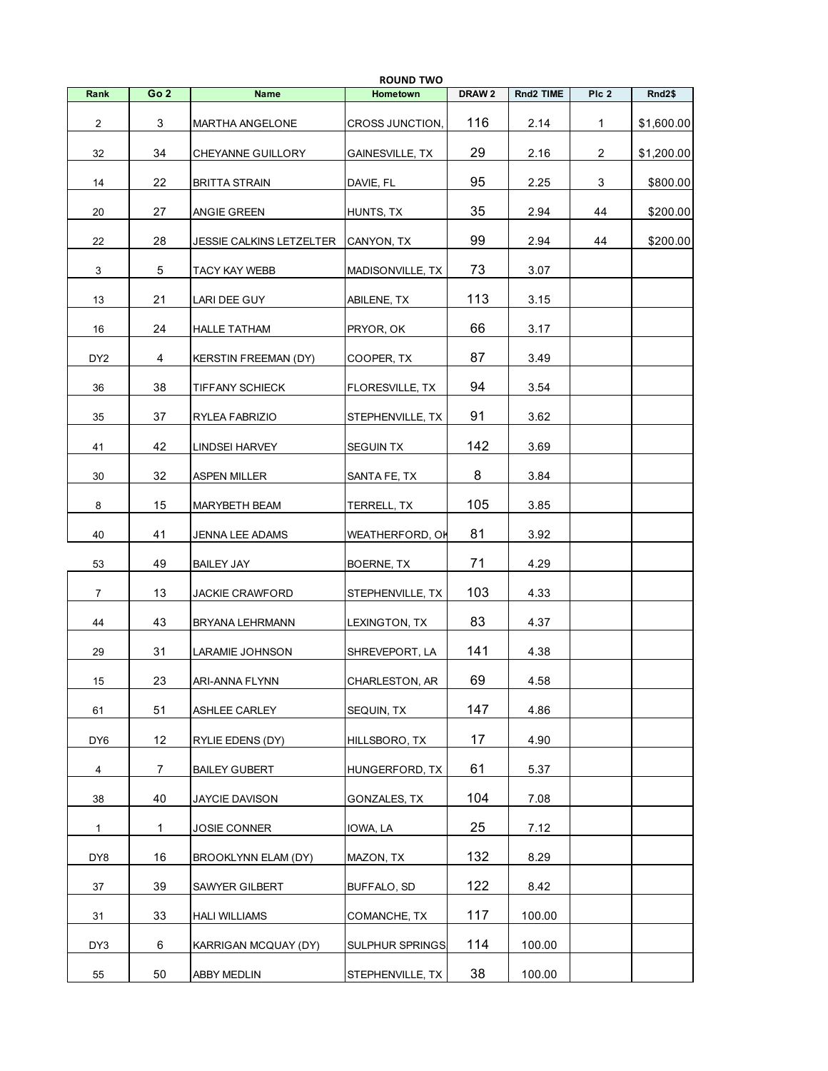**ROUND TWO**

| Rank | Go 2 | Name | Hometown | DRAW 2 | Rnd2 TIME | Plc 2 | Rnd2$ |
|---|---|---|---|---|---|---|---|
| 2 | 3 | MARTHA ANGELONE | CROSS JUNCTION, | 116 | 2.14 | 1 | $1,600.00 |
| 32 | 34 | CHEYANNE GUILLORY | GAINESVILLE, TX | 29 | 2.16 | 2 | $1,200.00 |
| 14 | 22 | BRITTA STRAIN | DAVIE, FL | 95 | 2.25 | 3 | $800.00 |
| 20 | 27 | ANGIE GREEN | HUNTS, TX | 35 | 2.94 | 44 | $200.00 |
| 22 | 28 | JESSIE CALKINS LETZELTER | CANYON, TX | 99 | 2.94 | 44 | $200.00 |
| 3 | 5 | TACY KAY WEBB | MADISONVILLE, TX | 73 | 3.07 | | |
| 13 | 21 | LARI DEE GUY | ABILENE, TX | 113 | 3.15 | | |
| 16 | 24 | HALLE TATHAM | PRYOR, OK | 66 | 3.17 | | |
| DY2 | 4 | KERSTIN FREEMAN (DY) | COOPER, TX | 87 | 3.49 | | |
| 36 | 38 | TIFFANY SCHIECK | FLORESVILLE, TX | 94 | 3.54 | | |
| 35 | 37 | RYLEA FABRIZIO | STEPHENVILLE, TX | 91 | 3.62 | | |
| 41 | 42 | LINDSEI HARVEY | SEGUIN TX | 142 | 3.69 | | |
| 30 | 32 | ASPEN MILLER | SANTA FE, TX | 8 | 3.84 | | |
| 8 | 15 | MARYBETH BEAM | TERRELL, TX | 105 | 3.85 | | |
| 40 | 41 | JENNA LEE ADAMS | WEATHERFORD, OK | 81 | 3.92 | | |
| 53 | 49 | BAILEY JAY | BOERNE, TX | 71 | 4.29 | | |
| 7 | 13 | JACKIE CRAWFORD | STEPHENVILLE, TX | 103 | 4.33 | | |
| 44 | 43 | BRYANA LEHRMANN | LEXINGTON, TX | 83 | 4.37 | | |
| 29 | 31 | LARAMIE JOHNSON | SHREVEPORT, LA | 141 | 4.38 | | |
| 15 | 23 | ARI-ANNA FLYNN | CHARLESTON, AR | 69 | 4.58 | | |
| 61 | 51 | ASHLEE CARLEY | SEQUIN, TX | 147 | 4.86 | | |
| DY6 | 12 | RYLIE EDENS (DY) | HILLSBORO, TX | 17 | 4.90 | | |
| 4 | 7 | BAILEY GUBERT | HUNGERFORD, TX | 61 | 5.37 | | |
| 38 | 40 | JAYCIE DAVISON | GONZALES, TX | 104 | 7.08 | | |
| 1 | 1 | JOSIE CONNER | IOWA, LA | 25 | 7.12 | | |
| DY8 | 16 | BROOKLYNN ELAM (DY) | MAZON, TX | 132 | 8.29 | | |
| 37 | 39 | SAWYER GILBERT | BUFFALO, SD | 122 | 8.42 | | |
| 31 | 33 | HALI WILLIAMS | COMANCHE, TX | 117 | 100.00 | | |
| DY3 | 6 | KARRIGAN MCQUAY (DY) | SULPHUR SPRINGS | 114 | 100.00 | | |
| 55 | 50 | ABBY MEDLIN | STEPHENVILLE, TX | 38 | 100.00 | | |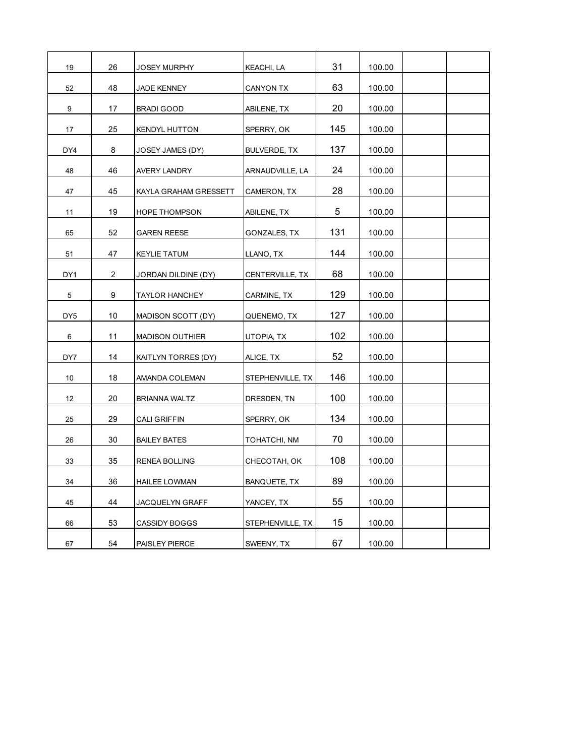| | | | | | | | |
|---|---|---|---|---|---|---|---|
| 19 | 26 | JOSEY MURPHY | KEACHI, LA | 31 | 100.00 | | |
| 52 | 48 | JADE KENNEY | CANYON TX | 63 | 100.00 | | |
| 9 | 17 | BRADI GOOD | ABILENE, TX | 20 | 100.00 | | |
| 17 | 25 | KENDYL HUTTON | SPERRY, OK | 145 | 100.00 | | |
| DY4 | 8 | JOSEY JAMES (DY) | BULVERDE, TX | 137 | 100.00 | | |
| 48 | 46 | AVERY LANDRY | ARNAUDVILLE, LA | 24 | 100.00 | | |
| 47 | 45 | KAYLA GRAHAM GRESSETT | CAMERON, TX | 28 | 100.00 | | |
| 11 | 19 | HOPE THOMPSON | ABILENE, TX | 5 | 100.00 | | |
| 65 | 52 | GAREN REESE | GONZALES, TX | 131 | 100.00 | | |
| 51 | 47 | KEYLIE TATUM | LLANO, TX | 144 | 100.00 | | |
| DY1 | 2 | JORDAN DILDINE (DY) | CENTERVILLE, TX | 68 | 100.00 | | |
| 5 | 9 | TAYLOR HANCHEY | CARMINE, TX | 129 | 100.00 | | |
| DY5 | 10 | MADISON SCOTT (DY) | QUENEMO, TX | 127 | 100.00 | | |
| 6 | 11 | MADISON OUTHIER | UTOPIA, TX | 102 | 100.00 | | |
| DY7 | 14 | KAITLYN TORRES (DY) | ALICE, TX | 52 | 100.00 | | |
| 10 | 18 | AMANDA COLEMAN | STEPHENVILLE, TX | 146 | 100.00 | | |
| 12 | 20 | BRIANNA WALTZ | DRESDEN, TN | 100 | 100.00 | | |
| 25 | 29 | CALI GRIFFIN | SPERRY, OK | 134 | 100.00 | | |
| 26 | 30 | BAILEY BATES | TOHATCHI, NM | 70 | 100.00 | | |
| 33 | 35 | RENEA BOLLING | CHECOTAH, OK | 108 | 100.00 | | |
| 34 | 36 | HAILEE LOWMAN | BANQUETE, TX | 89 | 100.00 | | |
| 45 | 44 | JACQUELYN GRAFF | YANCEY, TX | 55 | 100.00 | | |
| 66 | 53 | CASSIDY BOGGS | STEPHENVILLE, TX | 15 | 100.00 | | |
| 67 | 54 | PAISLEY PIERCE | SWEENY, TX | 67 | 100.00 | | |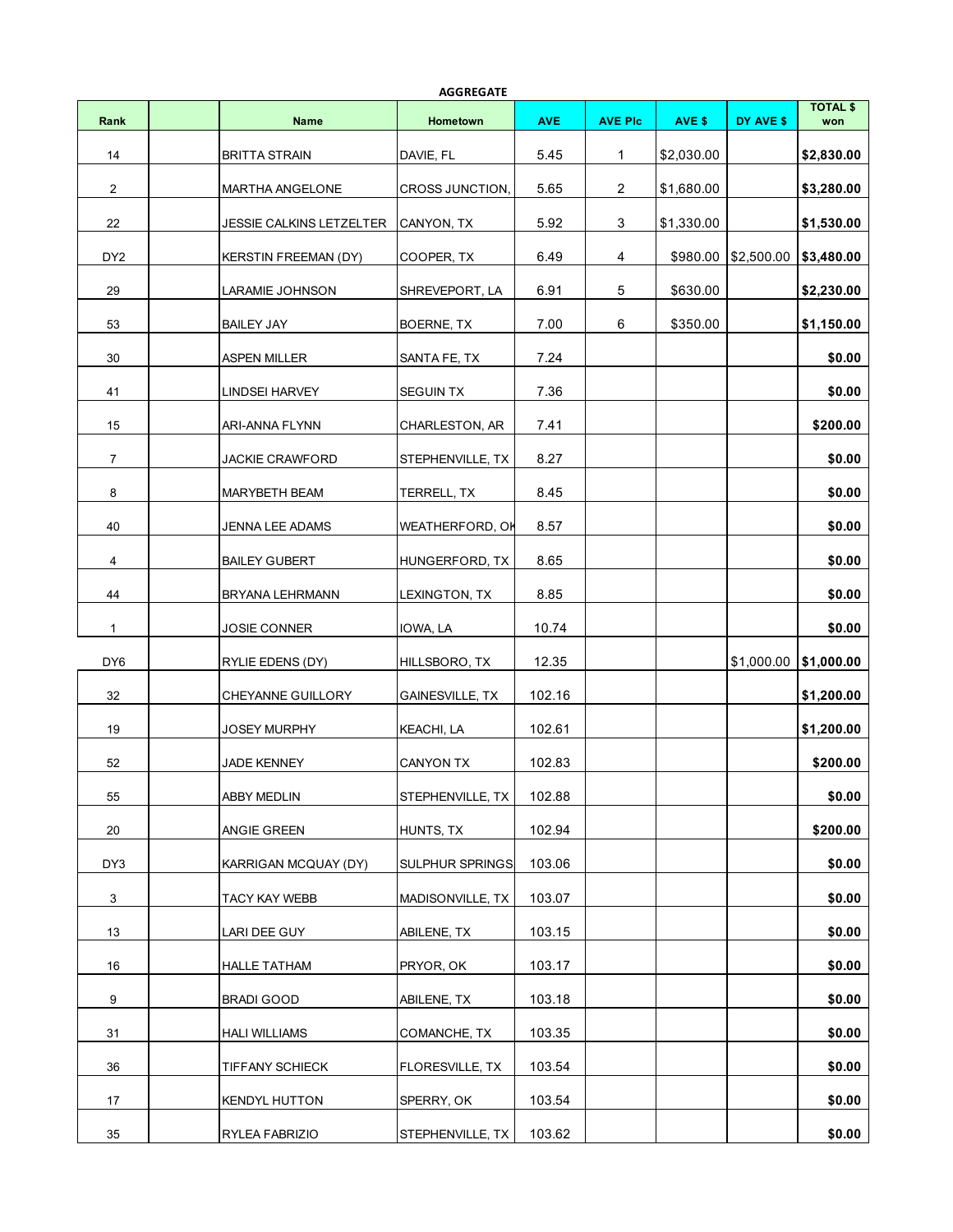**AGGREGATE**

| Rank | | Name | Hometown | AVE | AVE Plc | AVE $ | DY AVE $ | TOTAL $ won |
|---|---|---|---|---|---|---|---|---|
| 14 | | BRITTA STRAIN | DAVIE, FL | 5.45 | 1 | $2,030.00 | | $2,830.00 |
| 2 | | MARTHA ANGELONE | CROSS JUNCTION, | 5.65 | 2 | $1,680.00 | | $3,280.00 |
| 22 | | JESSIE CALKINS LETZELTER | CANYON, TX | 5.92 | 3 | $1,330.00 | | $1,530.00 |
| DY2 | | KERSTIN FREEMAN (DY) | COOPER, TX | 6.49 | 4 | $980.00 | $2,500.00 | $3,480.00 |
| 29 | | LARAMIE JOHNSON | SHREVEPORT, LA | 6.91 | 5 | $630.00 | | $2,230.00 |
| 53 | | BAILEY JAY | BOERNE, TX | 7.00 | 6 | $350.00 | | $1,150.00 |
| 30 | | ASPEN MILLER | SANTA FE, TX | 7.24 | | | | $0.00 |
| 41 | | LINDSEI HARVEY | SEGUIN TX | 7.36 | | | | $0.00 |
| 15 | | ARI-ANNA FLYNN | CHARLESTON, AR | 7.41 | | | | $200.00 |
| 7 | | JACKIE CRAWFORD | STEPHENVILLE, TX | 8.27 | | | | $0.00 |
| 8 | | MARYBETH BEAM | TERRELL, TX | 8.45 | | | | $0.00 |
| 40 | | JENNA LEE ADAMS | WEATHERFORD, OK | 8.57 | | | | $0.00 |
| 4 | | BAILEY GUBERT | HUNGERFORD, TX | 8.65 | | | | $0.00 |
| 44 | | BRYANA LEHRMANN | LEXINGTON, TX | 8.85 | | | | $0.00 |
| 1 | | JOSIE CONNER | IOWA, LA | 10.74 | | | | $0.00 |
| DY6 | | RYLIE EDENS (DY) | HILLSBORO, TX | 12.35 | | | $1,000.00 | $1,000.00 |
| 32 | | CHEYANNE GUILLORY | GAINESVILLE, TX | 102.16 | | | | $1,200.00 |
| 19 | | JOSEY MURPHY | KEACHI, LA | 102.61 | | | | $1,200.00 |
| 52 | | JADE KENNEY | CANYON TX | 102.83 | | | | $200.00 |
| 55 | | ABBY MEDLIN | STEPHENVILLE, TX | 102.88 | | | | $0.00 |
| 20 | | ANGIE GREEN | HUNTS, TX | 102.94 | | | | $200.00 |
| DY3 | | KARRIGAN MCQUAY (DY) | SULPHUR SPRINGS | 103.06 | | | | $0.00 |
| 3 | | TACY KAY WEBB | MADISONVILLE, TX | 103.07 | | | | $0.00 |
| 13 | | LARI DEE GUY | ABILENE, TX | 103.15 | | | | $0.00 |
| 16 | | HALLE TATHAM | PRYOR, OK | 103.17 | | | | $0.00 |
| 9 | | BRADI GOOD | ABILENE, TX | 103.18 | | | | $0.00 |
| 31 | | HALI WILLIAMS | COMANCHE, TX | 103.35 | | | | $0.00 |
| 36 | | TIFFANY SCHIECK | FLORESVILLE, TX | 103.54 | | | | $0.00 |
| 17 | | KENDYL HUTTON | SPERRY, OK | 103.54 | | | | $0.00 |
| 35 | | RYLEA FABRIZIO | STEPHENVILLE, TX | 103.62 | | | | $0.00 |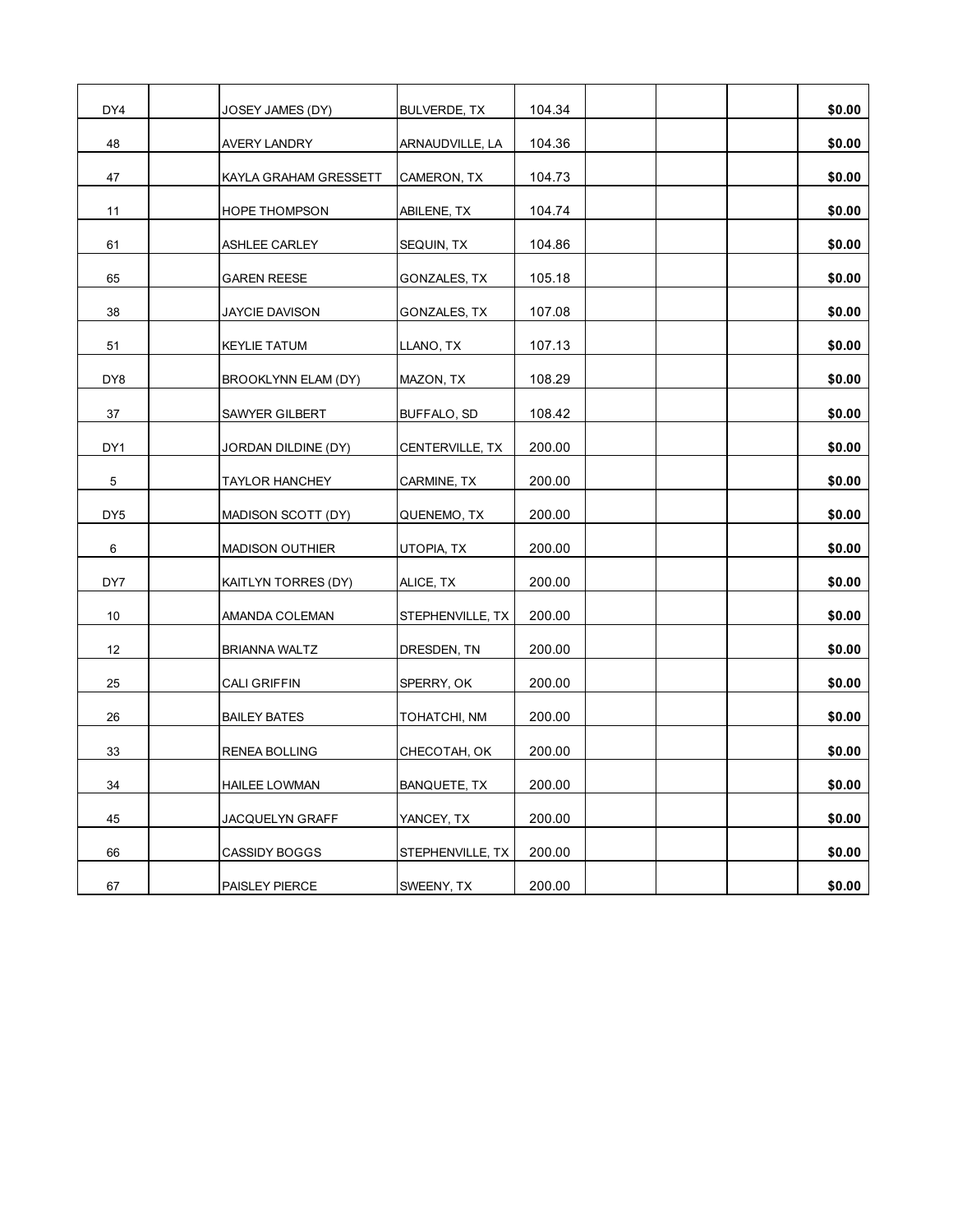| | | | | | | | | |
|---|---|---|---|---|---|---|---|---|
| DY4 | | JOSEY JAMES (DY) | BULVERDE, TX | 104.34 | | | | **$0.00** |
| 48 | | AVERY LANDRY | ARNAUDVILLE, LA | 104.36 | | | | **$0.00** |
| 47 | | KAYLA GRAHAM GRESSETT | CAMERON, TX | 104.73 | | | | **$0.00** |
| 11 | | HOPE THOMPSON | ABILENE, TX | 104.74 | | | | **$0.00** |
| 61 | | ASHLEE CARLEY | SEQUIN, TX | 104.86 | | | | **$0.00** |
| 65 | | GAREN REESE | GONZALES, TX | 105.18 | | | | **$0.00** |
| 38 | | JAYCIE DAVISON | GONZALES, TX | 107.08 | | | | **$0.00** |
| 51 | | KEYLIE TATUM | LLANO, TX | 107.13 | | | | **$0.00** |
| DY8 | | BROOKLYNN ELAM (DY) | MAZON, TX | 108.29 | | | | **$0.00** |
| 37 | | SAWYER GILBERT | BUFFALO, SD | 108.42 | | | | **$0.00** |
| DY1 | | JORDAN DILDINE (DY) | CENTERVILLE, TX | 200.00 | | | | **$0.00** |
| 5 | | TAYLOR HANCHEY | CARMINE, TX | 200.00 | | | | **$0.00** |
| DY5 | | MADISON SCOTT (DY) | QUENEMO, TX | 200.00 | | | | **$0.00** |
| 6 | | MADISON OUTHIER | UTOPIA, TX | 200.00 | | | | **$0.00** |
| DY7 | | KAITLYN TORRES (DY) | ALICE, TX | 200.00 | | | | **$0.00** |
| 10 | | AMANDA COLEMAN | STEPHENVILLE, TX | 200.00 | | | | **$0.00** |
| 12 | | BRIANNA WALTZ | DRESDEN, TN | 200.00 | | | | **$0.00** |
| 25 | | CALI GRIFFIN | SPERRY, OK | 200.00 | | | | **$0.00** |
| 26 | | BAILEY BATES | TOHATCHI, NM | 200.00 | | | | **$0.00** |
| 33 | | RENEA BOLLING | CHECOTAH, OK | 200.00 | | | | **$0.00** |
| 34 | | HAILEE LOWMAN | BANQUETE, TX | 200.00 | | | | **$0.00** |
| 45 | | JACQUELYN GRAFF | YANCEY, TX | 200.00 | | | | **$0.00** |
| 66 | | CASSIDY BOGGS | STEPHENVILLE, TX | 200.00 | | | | **$0.00** |
| 67 | | PAISLEY PIERCE | SWEENY, TX | 200.00 | | | | **$0.00** |